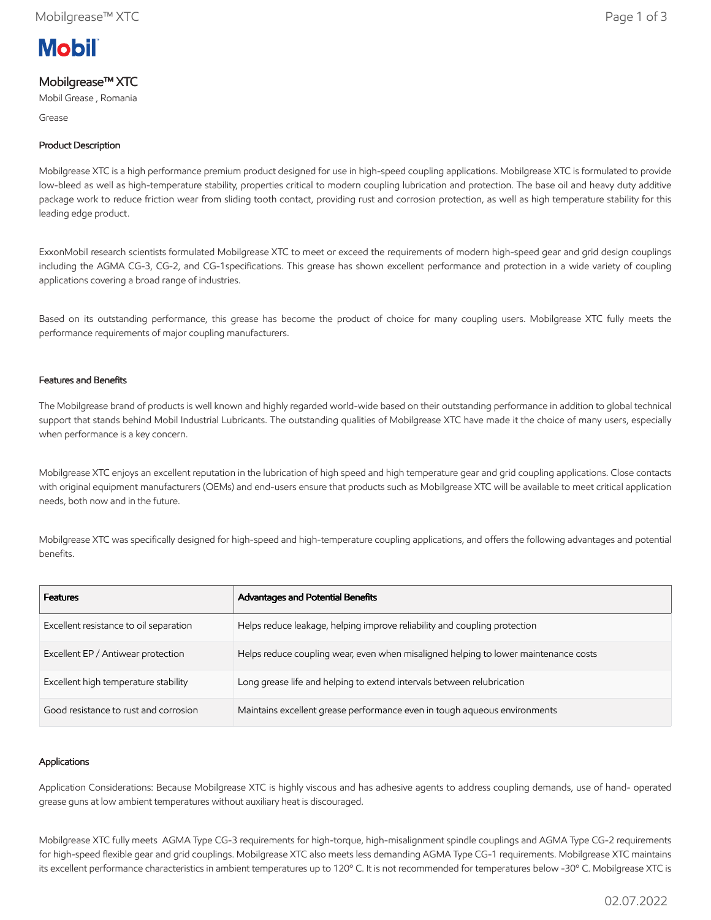Mobil

# Mobilgrease™ XTC

Mobil Grease , Romania

Grease

## Product Description

Mobilgrease XTC is a high performance premium product designed for use in high-speed coupling applications. Mobilgrease XTC is formulated to provide low-bleed as well as high-temperature stability, properties critical to modern coupling lubrication and protection. The base oil and heavy duty additive package work to reduce friction wear from sliding tooth contact, providing rust and corrosion protection, as well as high temperature stability for this leading edge product.

ExxonMobil research scientists formulated Mobilgrease XTC to meet or exceed the requirements of modern high-speed gear and grid design couplings including the AGMA CG-3, CG-2, and CG-1specifications. This grease has shown excellent performance and protection in a wide variety of coupling applications covering a broad range of industries.

Based on its outstanding performance, this grease has become the product of choice for many coupling users. Mobilgrease XTC fully meets the performance requirements of major coupling manufacturers.

## Features and Benefits

The Mobilgrease brand of products is well known and highly regarded world-wide based on their outstanding performance in addition to global technical support that stands behind Mobil Industrial Lubricants. The outstanding qualities of Mobilgrease XTC have made it the choice of many users, especially when performance is a key concern.

Mobilgrease XTC enjoys an excellent reputation in the lubrication of high speed and high temperature gear and grid coupling applications. Close contacts with original equipment manufacturers (OEMs) and end-users ensure that products such as Mobilgrease XTC will be available to meet critical application needs, both now and in the future.

Mobilgrease XTC was specifically designed for high-speed and high-temperature coupling applications, and offers the following advantages and potential benefits.

| Features | Advantages and Potential Benefits |
|---|---|
| Excellent resistance to oil separation | Helps reduce leakage, helping improve reliability and coupling protection |
| Excellent EP / Antiwear protection | Helps reduce coupling wear, even when misaligned helping to lower maintenance costs |
| Excellent high temperature stability | Long grease life and helping to extend intervals between relubrication |
| Good resistance to rust and corrosion | Maintains excellent grease performance even in tough aqueous environments |

## Applications

Application Considerations: Because Mobilgrease XTC is highly viscous and has adhesive agents to address coupling demands, use of hand- operated grease guns at low ambient temperatures without auxiliary heat is discouraged.

Mobilgrease XTC fully meets AGMA Type CG-3 requirements for high-torque, high-misalignment spindle couplings and AGMA Type CG-2 requirements for high-speed flexible gear and grid couplings. Mobilgrease XTC also meets less demanding AGMA Type CG-1 requirements. Mobilgrease XTC maintains its excellent performance characteristics in ambient temperatures up to 120º C. It is not recommended for temperatures below -30º C. Mobilgrease XTC is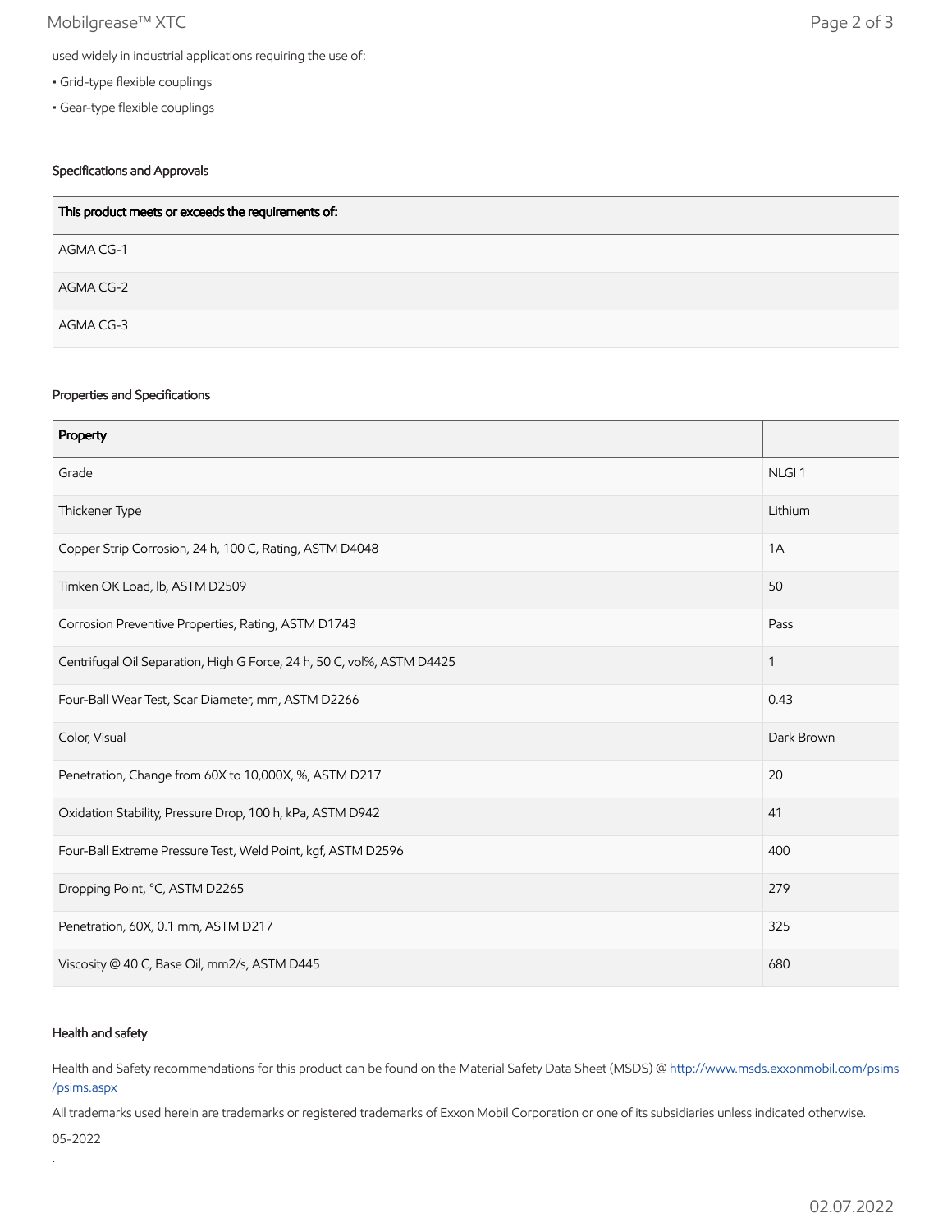used widely in industrial applications requiring the use of:

- Grid-type flexible couplings
- Gear-type flexible couplings

### Specifications and Approvals

| This product meets or exceeds the requirements of: |
| --- |
| AGMA CG-1 |
| AGMA CG-2 |
| AGMA CG-3 |

### Properties and Specifications

| Property | |
| --- | --- |
| Grade | NLGI 1 |
| Thickener Type | Lithium |
| Copper Strip Corrosion, 24 h, 100 C, Rating, ASTM D4048 | 1A |
| Timken OK Load, lb, ASTM D2509 | 50 |
| Corrosion Preventive Properties, Rating, ASTM D1743 | Pass |
| Centrifugal Oil Separation, High G Force, 24 h, 50 C, vol%, ASTM D4425 | 1 |
| Four-Ball Wear Test, Scar Diameter, mm, ASTM D2266 | 0.43 |
| Color, Visual | Dark Brown |
| Penetration, Change from 60X to 10,000X, %, ASTM D217 | 20 |
| Oxidation Stability, Pressure Drop, 100 h, kPa, ASTM D942 | 41 |
| Four-Ball Extreme Pressure Test, Weld Point, kgf, ASTM D2596 | 400 |
| Dropping Point, °C, ASTM D2265 | 279 |
| Penetration, 60X, 0.1 mm, ASTM D217 | 325 |
| Viscosity @ 40 C, Base Oil, mm2/s, ASTM D445 | 680 |

### Health and safety

Health and Safety recommendations for this product can be found on the Material Safety Data Sheet (MSDS) @ http://www.msds.exxonmobil.com/psims/psims.aspx

All trademarks used herein are trademarks or registered trademarks of Exxon Mobil Corporation or one of its subsidiaries unless indicated otherwise.

05-2022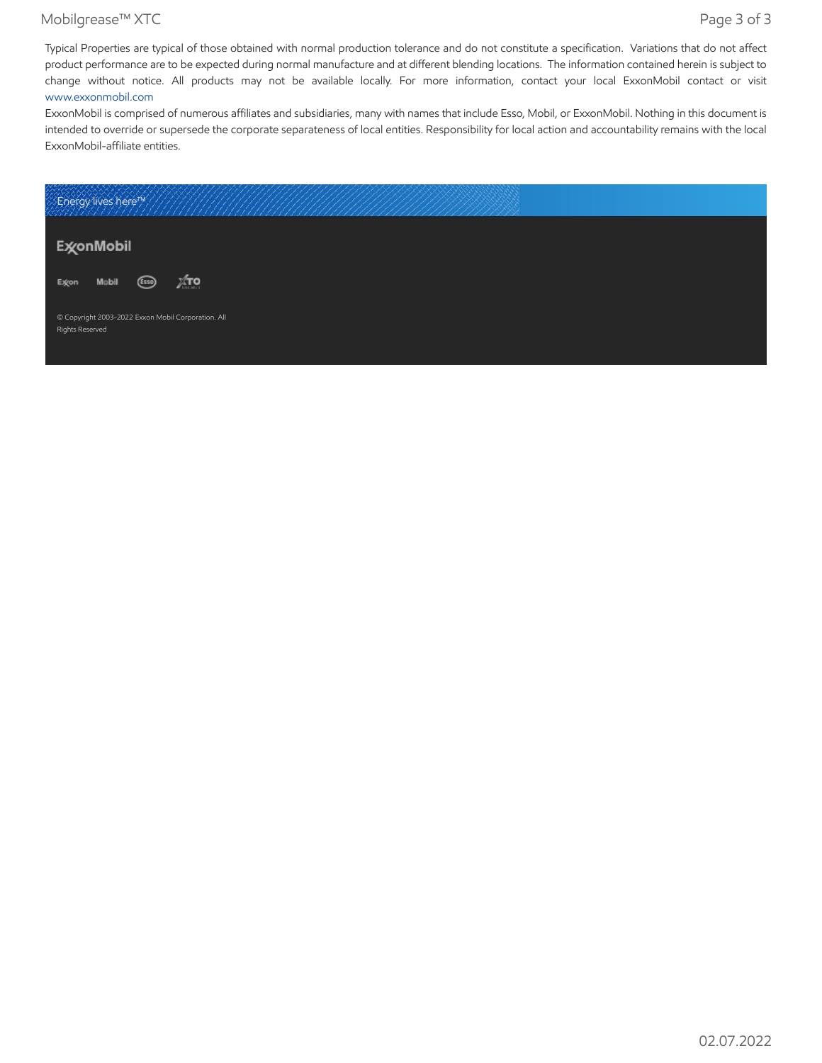Typical Properties are typical of those obtained with normal production tolerance and do not constitute a specification. Variations that do not affect product performance are to be expected during normal manufacture and at different blending locations. The information contained herein is subject to change without notice. All products may not be available locally. For more information, contact your local ExxonMobil contact or visit www.exxonmobil.com

ExxonMobil is comprised of numerous affiliates and subsidiaries, many with names that include Esso, Mobil, or ExxonMobil. Nothing in this document is intended to override or supersede the corporate separateness of local entities. Responsibility for local action and accountability remains with the local ExxonMobil-affiliate entities.

Energy lives here™

ExxonMobil

Exxon Mobil Esso XTO

© Copyright 2003-2022 Exxon Mobil Corporation. All Rights Reserved

02.07.2022